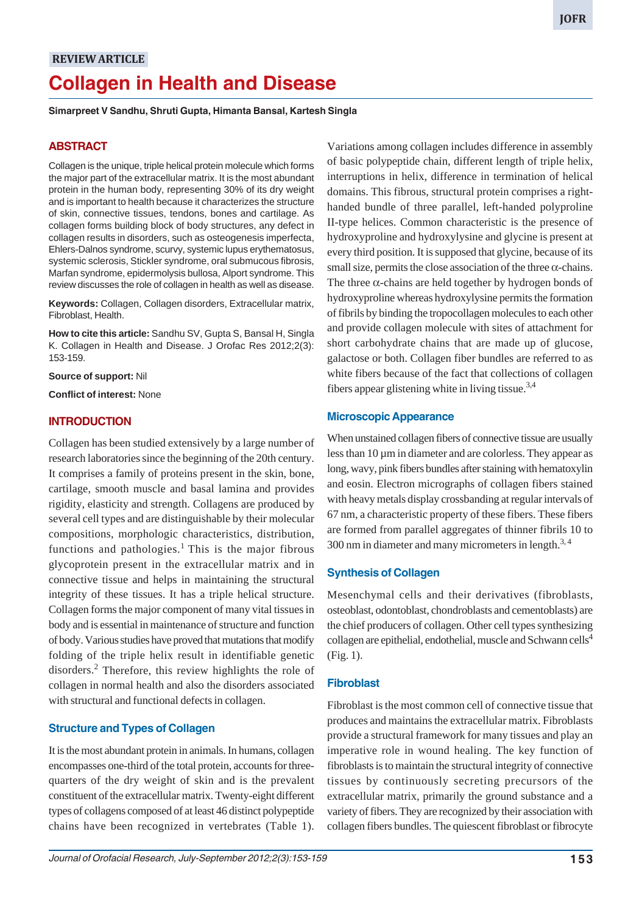REVIEW ARTICLE

# Collagen in Health and Disease

**Simarpreet V Sandhu, Shruti Gupta, Himanta Bansal, Kartesh Singla**

## ABSTRACT

Collagen is the unique, triple helical protein molecule which forms the major part of the extracellular matrix. It is the most abundant protein in the human body, representing 30% of its dry weight and is important to health because it characterizes the structure of skin, connective tissues, tendons, bones and cartilage. As collagen forms building block of body structures, any defect in collagen results in disorders, such as osteogenesis imperfecta, Ehlers-Dalnos syndrome, scurvy, systemic lupus erythematosus, systemic sclerosis, Stickler syndrome, oral submucous fibrosis, Marfan syndrome, epidermolysis bullosa, Alport syndrome. This review discusses the role of collagen in health as well as disease.

**Keywords:** Collagen, Collagen disorders, Extracellular matrix, Fibroblast, Health.

**How to cite this article:** Sandhu SV, Gupta S, Bansal H, Singla K. Collagen in Health and Disease. J Orofac Res 2012;2(3): 153-159.

**Source of support:** Nil

**Conflict of interest:** None

## INTRODUCTION

Collagen has been studied extensively by a large number of research laboratories since the beginning of the 20th century. It comprises a family of proteins present in the skin, bone, cartilage, smooth muscle and basal lamina and provides rigidity, elasticity and strength. Collagens are produced by several cell types and are distinguishable by their molecular compositions, morphologic characteristics, distribution, functions and pathologies.[1] This is the major fibrous glycoprotein present in the extracellular matrix and in connective tissue and helps in maintaining the structural integrity of these tissues. It has a triple helical structure. Collagen forms the major component of many vital tissues in body and is essential in maintenance of structure and function of body. Various studies have proved that mutations that modify folding of the triple helix result in identifiable genetic disorders.[2] Therefore, this review highlights the role of collagen in normal health and also the disorders associated with structural and functional defects in collagen.

### Structure and Types of Collagen

It is the most abundant protein in animals. In humans, collagen encompasses one-third of the total protein, accounts for three-quarters of the dry weight of skin and is the prevalent constituent of the extracellular matrix. Twenty-eight different types of collagens composed of at least 46 distinct polypeptide chains have been recognized in vertebrates (Table 1). Variations among collagen includes difference in assembly of basic polypeptide chain, different length of triple helix, interruptions in helix, difference in termination of helical domains. This fibrous, structural protein comprises a right-handed bundle of three parallel, left-handed polyproline II-type helices. Common characteristic is the presence of hydroxyproline and hydroxylysine and glycine is present at every third position. It is supposed that glycine, because of its small size, permits the close association of the three $\alpha$-chains. The three $\alpha$-chains are held together by hydrogen bonds of hydroxyproline whereas hydroxylysine permits the formation of fibrils by binding the tropocollagen molecules to each other and provide collagen molecule with sites of attachment for short carbohydrate chains that are made up of glucose, galactose or both. Collagen fiber bundles are referred to as white fibers because of the fact that collections of collagen fibers appear glistening white in living tissue.[3,4]

### Microscopic Appearance

When unstained collagen fibers of connective tissue are usually less than 10 µm in diameter and are colorless. They appear as long, wavy, pink fibers bundles after staining with hematoxylin and eosin. Electron micrographs of collagen fibers stained with heavy metals display crossbanding at regular intervals of 67 nm, a characteristic property of these fibers. These fibers are formed from parallel aggregates of thinner fibrils 10 to 300 nm in diameter and many micrometers in length.[3,4]

### Synthesis of Collagen

Mesenchymal cells and their derivatives (fibroblasts, osteoblast, odontoblast, chondroblasts and cementoblasts) are the chief producers of collagen. Other cell types synthesizing collagen are epithelial, endothelial, muscle and Schwann cells[4] (Fig. 1).

### Fibroblast

Fibroblast is the most common cell of connective tissue that produces and maintains the extracellular matrix. Fibroblasts provide a structural framework for many tissues and play an imperative role in wound healing. The key function of fibroblasts is to maintain the structural integrity of connective tissues by continuously secreting precursors of the extracellular matrix, primarily the ground substance and a variety of fibers. They are recognized by their association with collagen fibers bundles. The quiescent fibroblast or fibrocyte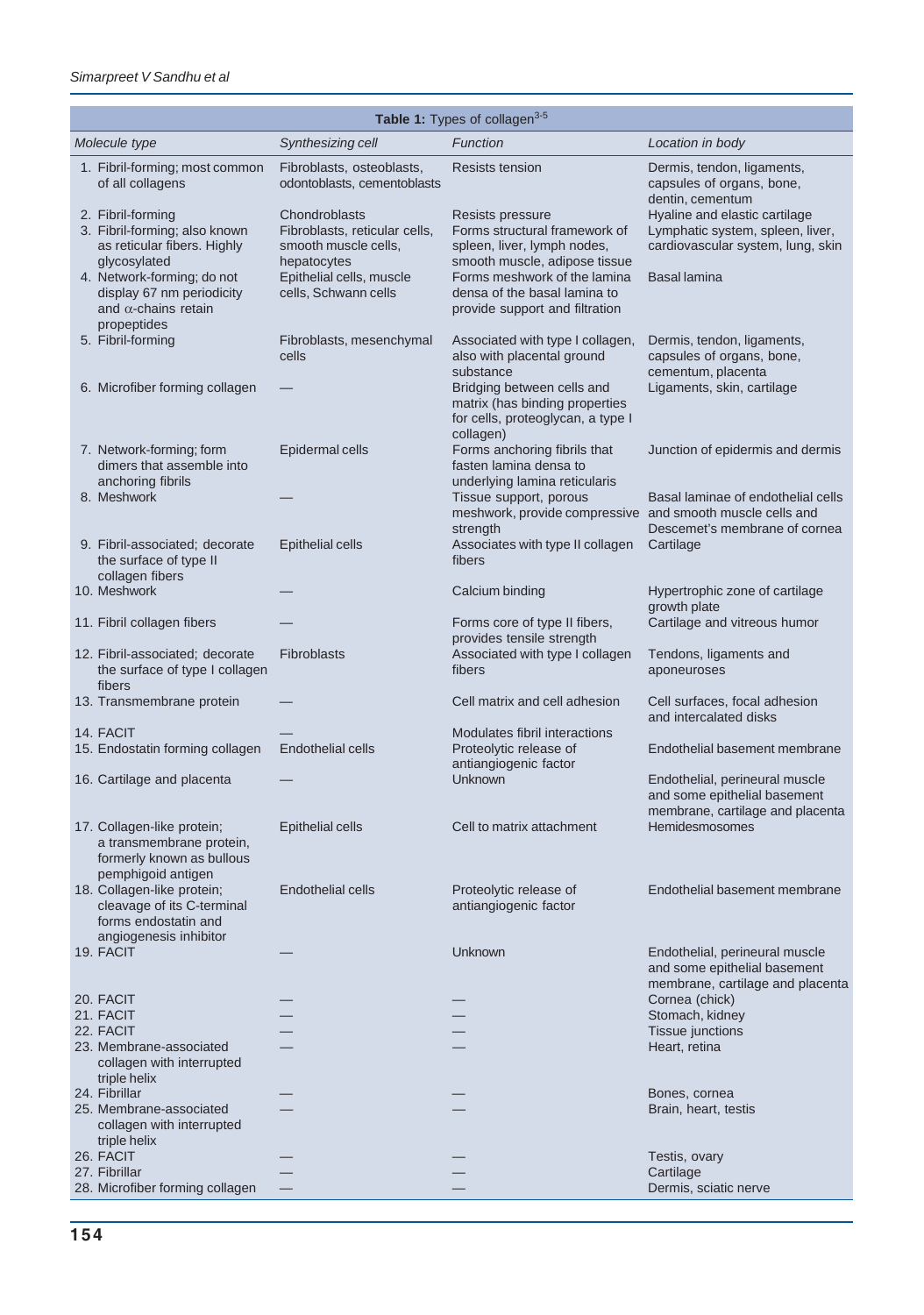**Table 1:** Types of collagen[3-5]

| *Molecule type* | *Synthesizing cell* | *Function* | *Location in body* |
|---|---|---|---|
| 1. Fibril-forming; most common of all collagens | Fibroblasts, osteoblasts, odontoblasts, cementoblasts | Resists tension | Dermis, tendon, ligaments, capsules of organs, bone, dentin, cementum |
| 2. Fibril-forming | Chondroblasts | Resists pressure | Hyaline and elastic cartilage |
| 3. Fibril-forming; also known as reticular fibers. Highly glycosylated | Fibroblasts, reticular cells, smooth muscle cells, hepatocytes | Forms structural framework of spleen, liver, lymph nodes, smooth muscle, adipose tissue | Lymphatic system, spleen, liver, cardiovascular system, lung, skin |
| 4. Network-forming; do not display 67 nm periodicity and $\alpha$-chains retain propeptides | Epithelial cells, muscle cells, Schwann cells | Forms meshwork of the lamina densa of the basal lamina to provide support and filtration | Basal lamina |
| 5. Fibril-forming | Fibroblasts, mesenchymal cells | Associated with type I collagen, also with placental ground substance | Dermis, tendon, ligaments, capsules of organs, bone, cementum, placenta |
| 6. Microfiber forming collagen | — | Bridging between cells and matrix (has binding properties for cells, proteoglycan, a type I collagen) | Ligaments, skin, cartilage |
| 7. Network-forming; form dimers that assemble into anchoring fibrils | Epidermal cells | Forms anchoring fibrils that fasten lamina densa to underlying lamina reticularis | Junction of epidermis and dermis |
| 8. Meshwork | — | Tissue support, porous meshwork, provide compressive strength | Basal laminae of endothelial cells and smooth muscle cells and Descemet's membrane of cornea |
| 9. Fibril-associated; decorate the surface of type II collagen fibers | Epithelial cells | Associates with type II collagen fibers | Cartilage |
| 10. Meshwork | — | Calcium binding | Hypertrophic zone of cartilage growth plate |
| 11. Fibril collagen fibers | — | Forms core of type II fibers, provides tensile strength | Cartilage and vitreous humor |
| 12. Fibril-associated; decorate the surface of type I collagen fibers | Fibroblasts | Associated with type I collagen fibers | Tendons, ligaments and aponeuroses |
| 13. Transmembrane protein | — | Cell matrix and cell adhesion | Cell surfaces, focal adhesion and intercalated disks |
| 14. FACIT | — | Modulates fibril interactions | |
| 15. Endostatin forming collagen | Endothelial cells | Proteolytic release of antiangiogenic factor | Endothelial basement membrane |
| 16. Cartilage and placenta | — | Unknown | Endothelial, perineural muscle and some epithelial basement membrane, cartilage and placenta |
| 17. Collagen-like protein; a transmembrane protein, formerly known as bullous pemphigoid antigen | Epithelial cells | Cell to matrix attachment | Hemidesmosomes |
| 18. Collagen-like protein; cleavage of its C-terminal forms endostatin and angiogenesis inhibitor | Endothelial cells | Proteolytic release of antiangiogenic factor | Endothelial basement membrane |
| 19. FACIT | — | Unknown | Endothelial, perineural muscle and some epithelial basement membrane, cartilage and placenta |
| 20. FACIT | — | — | Cornea (chick) |
| 21. FACIT | — | — | Stomach, kidney |
| 22. FACIT | — | — | Tissue junctions |
| 23. Membrane-associated collagen with interrupted triple helix | — | — | Heart, retina |
| 24. Fibrillar | — | — | Bones, cornea |
| 25. Membrane-associated collagen with interrupted triple helix | — | — | Brain, heart, testis |
| 26. FACIT | — | — | Testis, ovary |
| 27. Fibrillar | — | — | Cartilage |
| 28. Microfiber forming collagen | — | — | Dermis, sciatic nerve |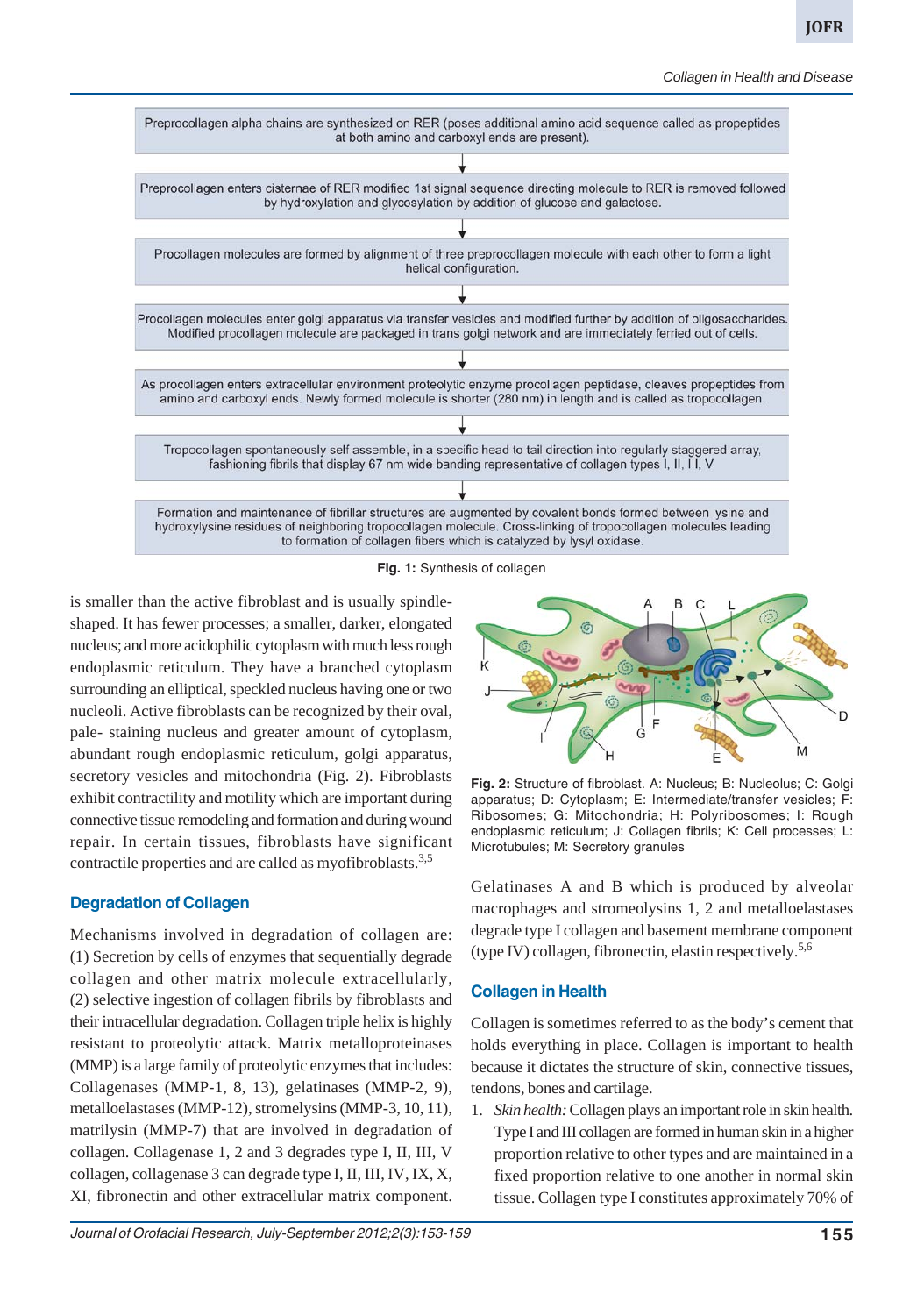Preprocollagen alpha chains are synthesized on RER (poses additional amino acid sequence called as propeptides at both amino and carboxyl ends are present).

↓

Preprocollagen enters cisternae of RER modified 1st signal sequence directing molecule to RER is removed followed by hydroxylation and glycosylation by addition of glucose and galactose.

↓

Procollagen molecules are formed by alignment of three preprocollagen molecule with each other to form a light helical configuration.

↓

Procollagen molecules enter golgi apparatus via transfer vesicles and modified further by addition of oligosaccharides. Modified procollagen molecule are packaged in trans golgi network and are immediately ferried out of cells.

↓

As procollagen enters extracellular environment proteolytic enzyme procollagen peptidase, cleaves propeptides from amino and carboxyl ends. Newly formed molecule is shorter (280 nm) in length and is called as tropocollagen.

↓

Tropocollagen spontaneously self assemble, in a specific head to tail direction into regularly staggered array, fashioning fibrils that display 67 nm wide banding representative of collagen types I, II, III, V.

↓

Formation and maintenance of fibrillar structures are augmented by covalent bonds formed between lysine and hydroxylysine residues of neighboring tropocollagen molecule. Cross-linking of tropocollagen molecules leading to formation of collagen fibers which is catalyzed by lysyl oxidase.

**Fig. 1:** Synthesis of collagen

is smaller than the active fibroblast and is usually spindle-shaped. It has fewer processes; a smaller, darker, elongated nucleus; and more acidophilic cytoplasm with much less rough endoplasmic reticulum. They have a branched cytoplasm surrounding an elliptical, speckled nucleus having one or two nucleoli. Active fibroblasts can be recognized by their oval, pale- staining nucleus and greater amount of cytoplasm, abundant rough endoplasmic reticulum, golgi apparatus, secretory vesicles and mitochondria (Fig. 2). Fibroblasts exhibit contractility and motility which are important during connective tissue remodeling and formation and during wound repair. In certain tissues, fibroblasts have significant contractile properties and are called as myofibroblasts.[3,5]

**Fig. 2:** Structure of fibroblast. A: Nucleus; B: Nucleolus; C: Golgi apparatus; D: Cytoplasm; E: Intermediate/transfer vesicles; F: Ribosomes; G: Mitochondria; H: Polyribosomes; I: Rough endoplasmic reticulum; J: Collagen fibrils; K: Cell processes; L: Microtubules; M: Secretory granules

## Degradation of Collagen

Mechanisms involved in degradation of collagen are: (1) Secretion by cells of enzymes that sequentially degrade collagen and other matrix molecule extracellularly, (2) selective ingestion of collagen fibrils by fibroblasts and their intracellular degradation. Collagen triple helix is highly resistant to proteolytic attack. Matrix metalloproteinases (MMP) is a large family of proteolytic enzymes that includes: Collagenases (MMP-1, 8, 13), gelatinases (MMP-2, 9), metalloelastases (MMP-12), stromelysins (MMP-3, 10, 11), matrilysin (MMP-7) that are involved in degradation of collagen. Collagenase 1, 2 and 3 degrades type I, II, III, V collagen, collagenase 3 can degrade type I, II, III, IV, IX, X, XI, fibronectin and other extracellular matrix component. Gelatinases A and B which is produced by alveolar macrophages and stromeolysins 1, 2 and metalloelastases degrade type I collagen and basement membrane component (type IV) collagen, fibronectin, elastin respectively.[5,6]

## Collagen in Health

Collagen is sometimes referred to as the body's cement that holds everything in place. Collagen is important to health because it dictates the structure of skin, connective tissues, tendons, bones and cartilage.

1. *Skin health:* Collagen plays an important role in skin health. Type I and III collagen are formed in human skin in a higher proportion relative to other types and are maintained in a fixed proportion relative to one another in normal skin tissue. Collagen type I constitutes approximately 70% of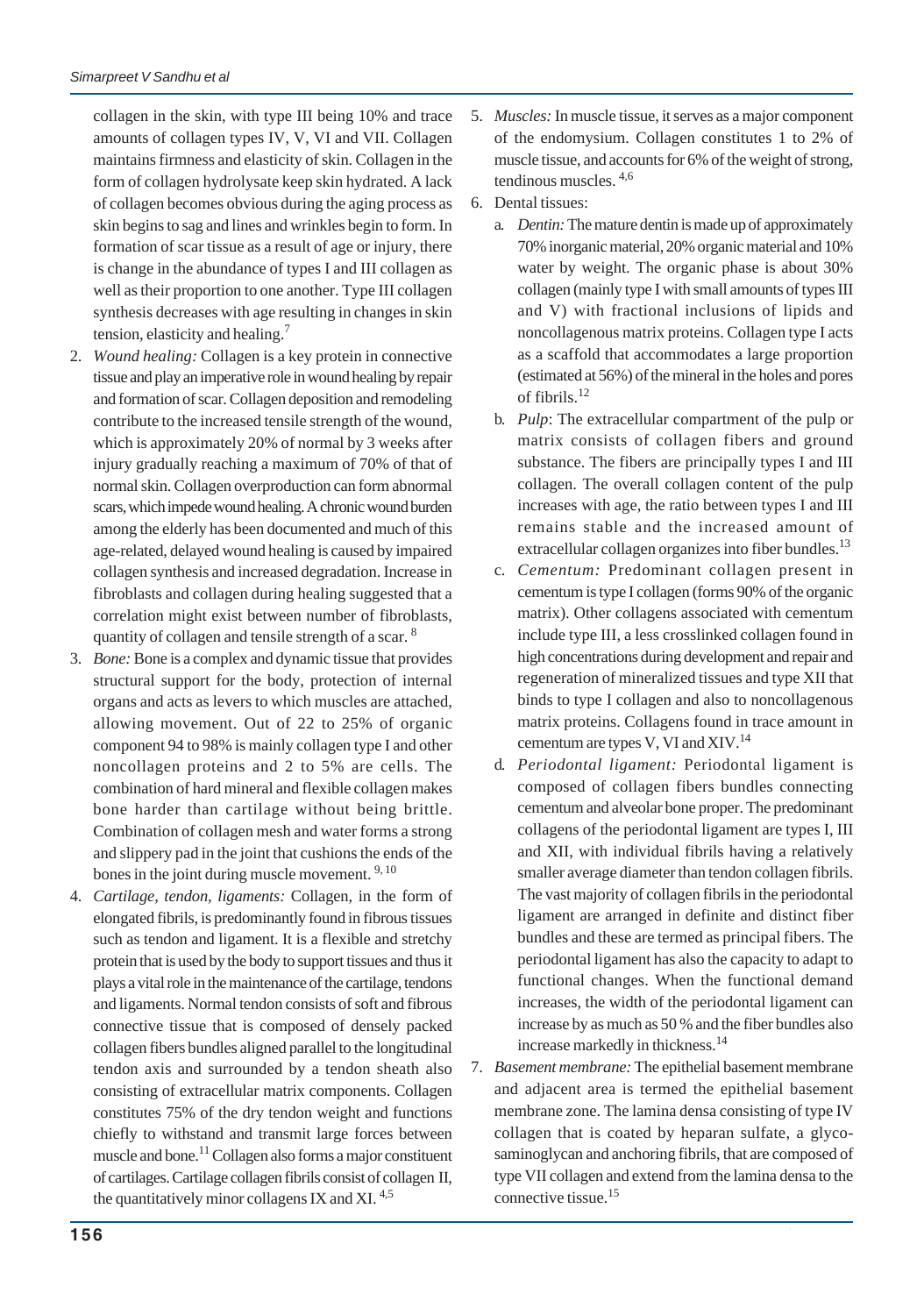collagen in the skin, with type III being 10% and trace amounts of collagen types IV, V, VI and VII. Collagen maintains firmness and elasticity of skin. Collagen in the form of collagen hydrolysate keep skin hydrated. A lack of collagen becomes obvious during the aging process as skin begins to sag and lines and wrinkles begin to form. In formation of scar tissue as a result of age or injury, there is change in the abundance of types I and III collagen as well as their proportion to one another. Type III collagen synthesis decreases with age resulting in changes in skin tension, elasticity and healing.[7]

2. *Wound healing:* Collagen is a key protein in connective tissue and play an imperative role in wound healing by repair and formation of scar. Collagen deposition and remodeling contribute to the increased tensile strength of the wound, which is approximately 20% of normal by 3 weeks after injury gradually reaching a maximum of 70% of that of normal skin. Collagen overproduction can form abnormal scars, which impede wound healing. A chronic wound burden among the elderly has been documented and much of this age-related, delayed wound healing is caused by impaired collagen synthesis and increased degradation. Increase in fibroblasts and collagen during healing suggested that a correlation might exist between number of fibroblasts, quantity of collagen and tensile strength of a scar.[8]

3. *Bone:* Bone is a complex and dynamic tissue that provides structural support for the body, protection of internal organs and acts as levers to which muscles are attached, allowing movement. Out of 22 to 25% of organic component 94 to 98% is mainly collagen type I and other noncollagen proteins and 2 to 5% are cells. The combination of hard mineral and flexible collagen makes bone harder than cartilage without being brittle. Combination of collagen mesh and water forms a strong and slippery pad in the joint that cushions the ends of the bones in the joint during muscle movement.[9,10]

4. *Cartilage, tendon, ligaments:* Collagen, in the form of elongated fibrils, is predominantly found in fibrous tissues such as tendon and ligament. It is a flexible and stretchy protein that is used by the body to support tissues and thus it plays a vital role in the maintenance of the cartilage, tendons and ligaments. Normal tendon consists of soft and fibrous connective tissue that is composed of densely packed collagen fibers bundles aligned parallel to the longitudinal tendon axis and surrounded by a tendon sheath also consisting of extracellular matrix components. Collagen constitutes 75% of the dry tendon weight and functions chiefly to withstand and transmit large forces between muscle and bone.[11] Collagen also forms a major constituent of cartilages. Cartilage collagen fibrils consist of collagen II, the quantitatively minor collagens IX and XI.[4,5]

5. *Muscles:* In muscle tissue, it serves as a major component of the endomysium. Collagen constitutes 1 to 2% of muscle tissue, and accounts for 6% of the weight of strong, tendinous muscles.[4,6]

6. Dental tissues:
   a. *Dentin:* The mature dentin is made up of approximately 70% inorganic material, 20% organic material and 10% water by weight. The organic phase is about 30% collagen (mainly type I with small amounts of types III and V) with fractional inclusions of lipids and noncollagenous matrix proteins. Collagen type I acts as a scaffold that accommodates a large proportion (estimated at 56%) of the mineral in the holes and pores of fibrils.[12]
   b. *Pulp*: The extracellular compartment of the pulp or matrix consists of collagen fibers and ground substance. The fibers are principally types I and III collagen. The overall collagen content of the pulp increases with age, the ratio between types I and III remains stable and the increased amount of extracellular collagen organizes into fiber bundles.[13]
   c. *Cementum:* Predominant collagen present in cementum is type I collagen (forms 90% of the organic matrix). Other collagens associated with cementum include type III, a less crosslinked collagen found in high concentrations during development and repair and regeneration of mineralized tissues and type XII that binds to type I collagen and also to noncollagenous matrix proteins. Collagens found in trace amount in cementum are types V, VI and XIV.[14]
   d. *Periodontal ligament:* Periodontal ligament is composed of collagen fibers bundles connecting cementum and alveolar bone proper. The predominant collagens of the periodontal ligament are types I, III and XII, with individual fibrils having a relatively smaller average diameter than tendon collagen fibrils. The vast majority of collagen fibrils in the periodontal ligament are arranged in definite and distinct fiber bundles and these are termed as principal fibers. The periodontal ligament has also the capacity to adapt to functional changes. When the functional demand increases, the width of the periodontal ligament can increase by as much as 50 % and the fiber bundles also increase markedly in thickness.[14]

7. *Basement membrane:* The epithelial basement membrane and adjacent area is termed the epithelial basement membrane zone. The lamina densa consisting of type IV collagen that is coated by heparan sulfate, a glycosaminoglycan and anchoring fibrils, that are composed of type VII collagen and extend from the lamina densa to the connective tissue.[15]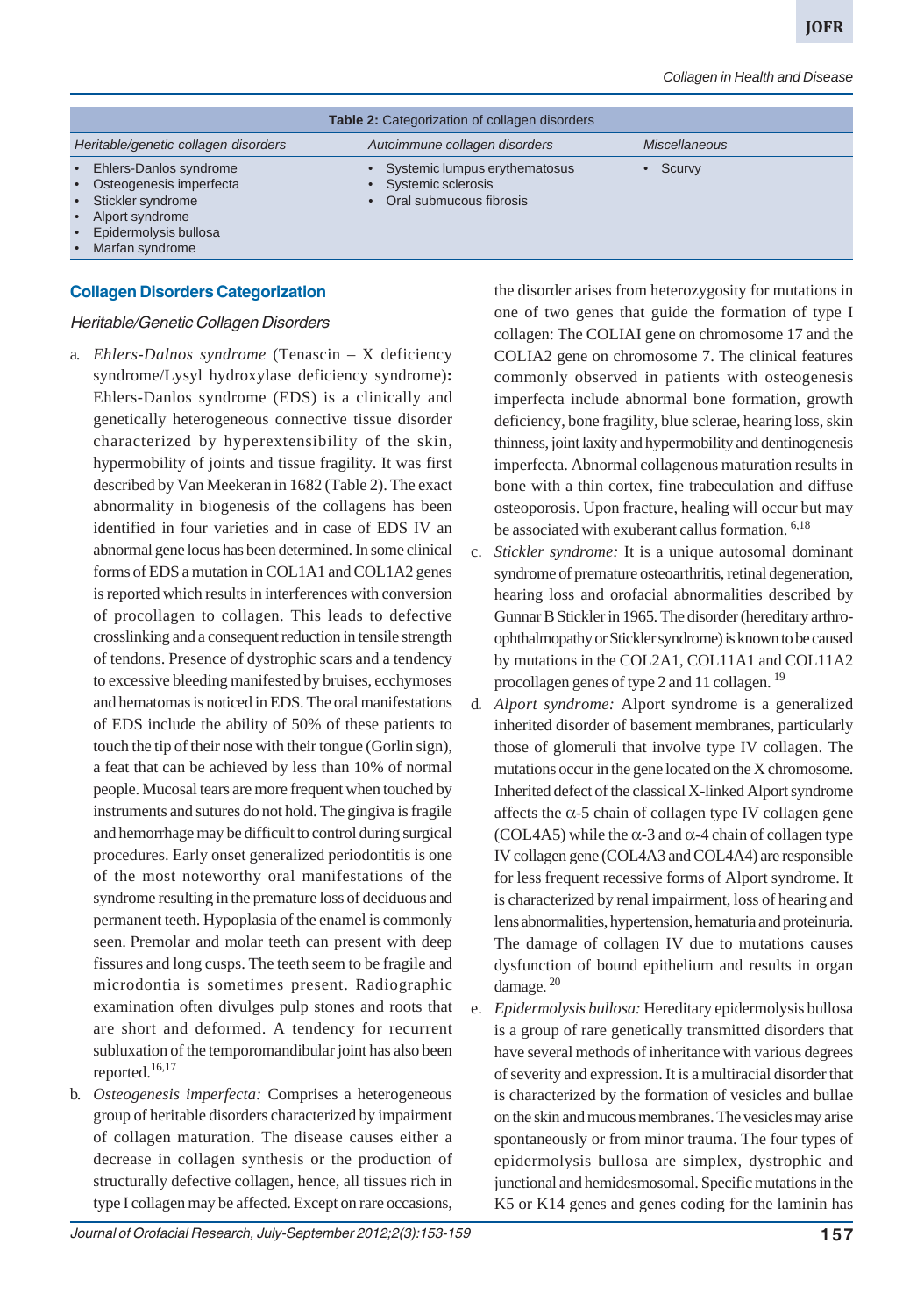**Table 2:** Categorization of collagen disorders

| *Heritable/genetic collagen disorders* | *Autoimmune collagen disorders* | *Miscellaneous* |
|---|---|---|
| • Ehlers-Danlos syndrome<br>• Osteogenesis imperfecta<br>• Stickler syndrome<br>• Alport syndrome<br>• Epidermolysis bullosa<br>• Marfan syndrome | • Systemic lumpus erythematosus<br>• Systemic sclerosis<br>• Oral submucous fibrosis | • Scurvy |

## Collagen Disorders Categorization

### *Heritable/Genetic Collagen Disorders*

a. *Ehlers-Dalnos syndrome* (Tenascin – X deficiency syndrome/Lysyl hydroxylase deficiency syndrome)**:** Ehlers-Danlos syndrome (EDS) is a clinically and genetically heterogeneous connective tissue disorder characterized by hyperextensibility of the skin, hypermobility of joints and tissue fragility. It was first described by Van Meekeran in 1682 (Table 2). The exact abnormality in biogenesis of the collagens has been identified in four varieties and in case of EDS IV an abnormal gene locus has been determined. In some clinical forms of EDS a mutation in COL1A1 and COL1A2 genes is reported which results in interferences with conversion of procollagen to collagen. This leads to defective crosslinking and a consequent reduction in tensile strength of tendons. Presence of dystrophic scars and a tendency to excessive bleeding manifested by bruises, ecchymoses and hematomas is noticed in EDS. The oral manifestations of EDS include the ability of 50% of these patients to touch the tip of their nose with their tongue (Gorlin sign), a feat that can be achieved by less than 10% of normal people. Mucosal tears are more frequent when touched by instruments and sutures do not hold. The gingiva is fragile and hemorrhage may be difficult to control during surgical procedures. Early onset generalized periodontitis is one of the most noteworthy oral manifestations of the syndrome resulting in the premature loss of deciduous and permanent teeth. Hypoplasia of the enamel is commonly seen. Premolar and molar teeth can present with deep fissures and long cusps. The teeth seem to be fragile and microdontia is sometimes present. Radiographic examination often divulges pulp stones and roots that are short and deformed. A tendency for recurrent subluxation of the temporomandibular joint has also been reported.[16,17]

b. *Osteogenesis imperfecta:* Comprises a heterogeneous group of heritable disorders characterized by impairment of collagen maturation. The disease causes either a decrease in collagen synthesis or the production of structurally defective collagen, hence, all tissues rich in type I collagen may be affected. Except on rare occasions, the disorder arises from heterozygosity for mutations in one of two genes that guide the formation of type I collagen: The COLIAI gene on chromosome 17 and the COLIA2 gene on chromosome 7. The clinical features commonly observed in patients with osteogenesis imperfecta include abnormal bone formation, growth deficiency, bone fragility, blue sclerae, hearing loss, skin thinness, joint laxity and hypermobility and dentinogenesis imperfecta. Abnormal collagenous maturation results in bone with a thin cortex, fine trabeculation and diffuse osteoporosis. Upon fracture, healing will occur but may be associated with exuberant callus formation.[6,18]

c. *Stickler syndrome:* It is a unique autosomal dominant syndrome of premature osteoarthritis, retinal degeneration, hearing loss and orofacial abnormalities described by Gunnar B Stickler in 1965. The disorder (hereditary arthro-ophthalmopathy or Stickler syndrome) is known to be caused by mutations in the COL2A1, COL11A1 and COL11A2 procollagen genes of type 2 and 11 collagen.[19]

d. *Alport syndrome:* Alport syndrome is a generalized inherited disorder of basement membranes, particularly those of glomeruli that involve type IV collagen. The mutations occur in the gene located on the X chromosome. Inherited defect of the classical X-linked Alport syndrome affects the α-5 chain of collagen type IV collagen gene (COL4A5) while the α-3 and α-4 chain of collagen type IV collagen gene (COL4A3 and COL4A4) are responsible for less frequent recessive forms of Alport syndrome. It is characterized by renal impairment, loss of hearing and lens abnormalities, hypertension, hematuria and proteinuria. The damage of collagen IV due to mutations causes dysfunction of bound epithelium and results in organ damage.[20]

e. *Epidermolysis bullosa:* Hereditary epidermolysis bullosa is a group of rare genetically transmitted disorders that have several methods of inheritance with various degrees of severity and expression. It is a multiracial disorder that is characterized by the formation of vesicles and bullae on the skin and mucous membranes. The vesicles may arise spontaneously or from minor trauma. The four types of epidermolysis bullosa are simplex, dystrophic and junctional and hemidesmosomal. Specific mutations in the K5 or K14 genes and genes coding for the laminin has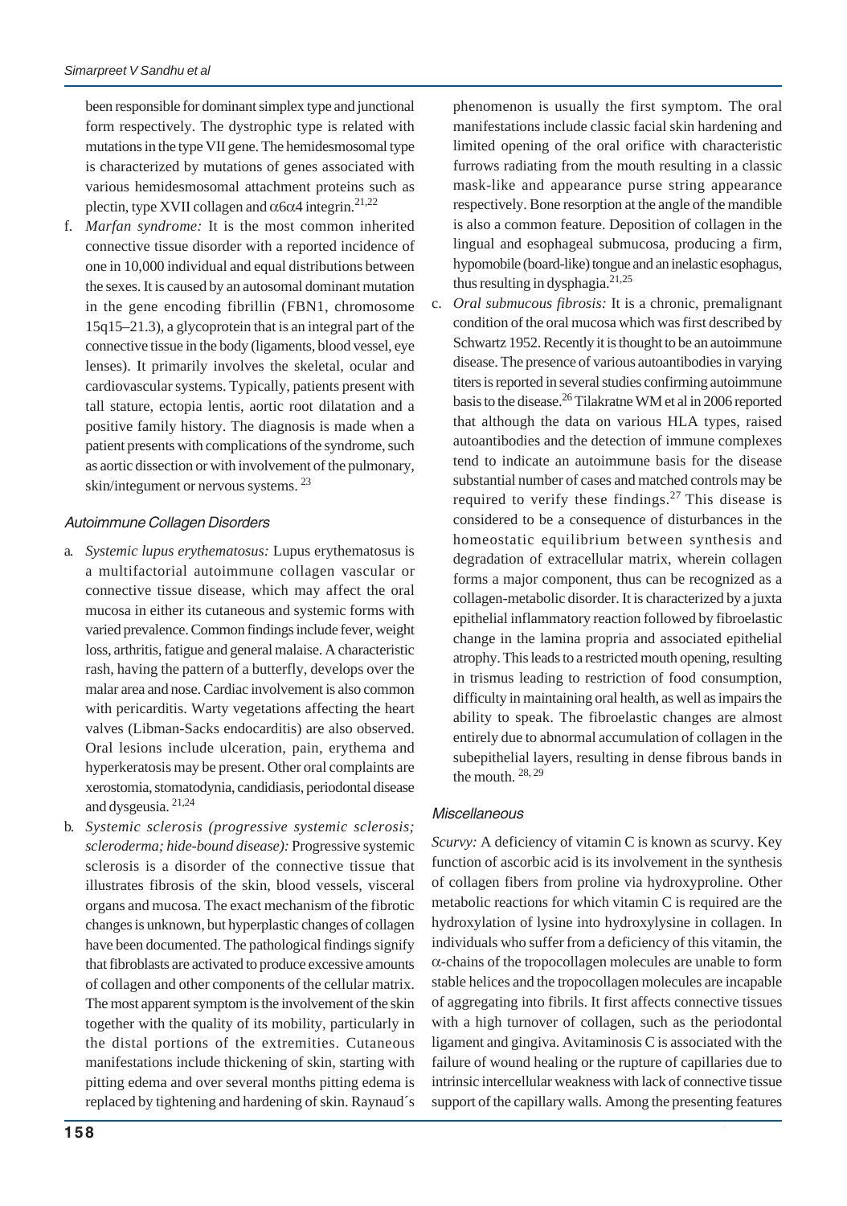been responsible for dominant simplex type and junctional form respectively. The dystrophic type is related with mutations in the type VII gene. The hemidesmosomal type is characterized by mutations of genes associated with various hemidesmosomal attachment proteins such as plectin, type XVII collagen and $\alpha 6 \alpha 4$ integrin.[21,22]

f. *Marfan syndrome:* It is the most common inherited connective tissue disorder with a reported incidence of one in 10,000 individual and equal distributions between the sexes. It is caused by an autosomal dominant mutation in the gene encoding fibrillin (FBN1, chromosome 15q15–21.3), a glycoprotein that is an integral part of the connective tissue in the body (ligaments, blood vessel, eye lenses). It primarily involves the skeletal, ocular and cardiovascular systems. Typically, patients present with tall stature, ectopia lentis, aortic root dilatation and a positive family history. The diagnosis is made when a patient presents with complications of the syndrome, such as aortic dissection or with involvement of the pulmonary, skin/integument or nervous systems. [23]

### Autoimmune Collagen Disorders

a. *Systemic lupus erythematosus:* Lupus erythematosus is a multifactorial autoimmune collagen vascular or connective tissue disease, which may affect the oral mucosa in either its cutaneous and systemic forms with varied prevalence. Common findings include fever, weight loss, arthritis, fatigue and general malaise. A characteristic rash, having the pattern of a butterfly, develops over the malar area and nose. Cardiac involvement is also common with pericarditis. Warty vegetations affecting the heart valves (Libman-Sacks endocarditis) are also observed. Oral lesions include ulceration, pain, erythema and hyperkeratosis may be present. Other oral complaints are xerostomia, stomatodynia, candidiasis, periodontal disease and dysgeusia. [21,24]

b. *Systemic sclerosis (progressive systemic sclerosis; scleroderma; hide-bound disease):* Progressive systemic sclerosis is a disorder of the connective tissue that illustrates fibrosis of the skin, blood vessels, visceral organs and mucosa. The exact mechanism of the fibrotic changes is unknown, but hyperplastic changes of collagen have been documented. The pathological findings signify that fibroblasts are activated to produce excessive amounts of collagen and other components of the cellular matrix. The most apparent symptom is the involvement of the skin together with the quality of its mobility, particularly in the distal portions of the extremities. Cutaneous manifestations include thickening of skin, starting with pitting edema and over several months pitting edema is replaced by tightening and hardening of skin. Raynaud´s phenomenon is usually the first symptom. The oral manifestations include classic facial skin hardening and limited opening of the oral orifice with characteristic furrows radiating from the mouth resulting in a classic mask-like and appearance purse string appearance respectively. Bone resorption at the angle of the mandible is also a common feature. Deposition of collagen in the lingual and esophageal submucosa, producing a firm, hypomobile (board-like) tongue and an inelastic esophagus, thus resulting in dysphagia.[21,25]

c. *Oral submucous fibrosis:* It is a chronic, premalignant condition of the oral mucosa which was first described by Schwartz 1952. Recently it is thought to be an autoimmune disease. The presence of various autoantibodies in varying titers is reported in several studies confirming autoimmune basis to the disease.[26] Tilakratne WM et al in 2006 reported that although the data on various HLA types, raised autoantibodies and the detection of immune complexes tend to indicate an autoimmune basis for the disease substantial number of cases and matched controls may be required to verify these findings.[27] This disease is considered to be a consequence of disturbances in the homeostatic equilibrium between synthesis and degradation of extracellular matrix, wherein collagen forms a major component, thus can be recognized as a collagen-metabolic disorder. It is characterized by a juxta epithelial inflammatory reaction followed by fibroelastic change in the lamina propria and associated epithelial atrophy. This leads to a restricted mouth opening, resulting in trismus leading to restriction of food consumption, difficulty in maintaining oral health, as well as impairs the ability to speak. The fibroelastic changes are almost entirely due to abnormal accumulation of collagen in the subepithelial layers, resulting in dense fibrous bands in the mouth. [28, 29]

### Miscellaneous

*Scurvy:* A deficiency of vitamin C is known as scurvy. Key function of ascorbic acid is its involvement in the synthesis of collagen fibers from proline via hydroxyproline. Other metabolic reactions for which vitamin C is required are the hydroxylation of lysine into hydroxylysine in collagen. In individuals who suffer from a deficiency of this vitamin, the $\alpha$-chains of the tropocollagen molecules are unable to form stable helices and the tropocollagen molecules are incapable of aggregating into fibrils. It first affects connective tissues with a high turnover of collagen, such as the periodontal ligament and gingiva. Avitaminosis C is associated with the failure of wound healing or the rupture of capillaries due to intrinsic intercellular weakness with lack of connective tissue support of the capillary walls. Among the presenting features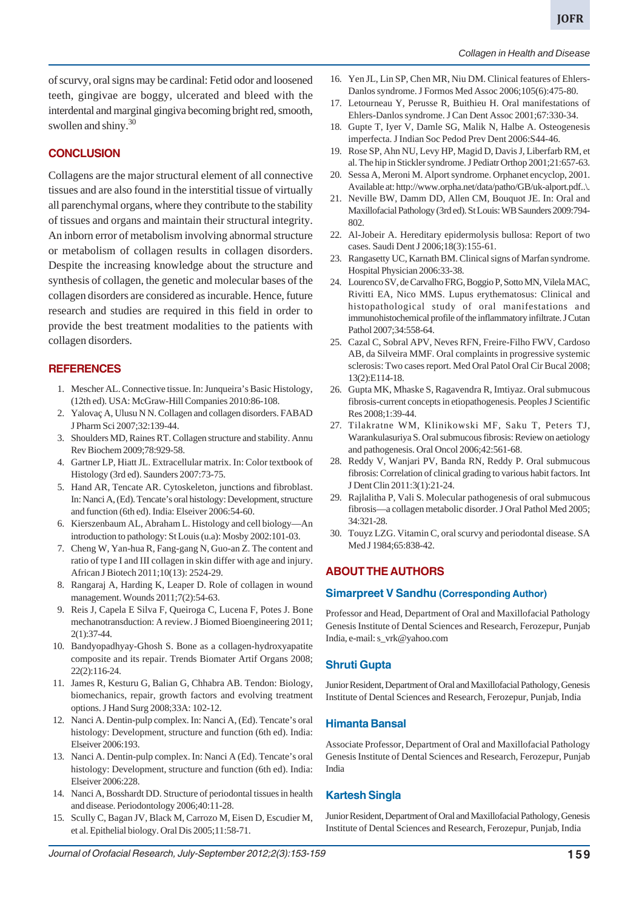of scurvy, oral signs may be cardinal: Fetid odor and loosened teeth, gingivae are boggy, ulcerated and bleed with the interdental and marginal gingiva becoming bright red, smooth, swollen and shiny.[30]

## CONCLUSION

Collagens are the major structural element of all connective tissues and are also found in the interstitial tissue of virtually all parenchymal organs, where they contribute to the stability of tissues and organs and maintain their structural integrity. An inborn error of metabolism involving abnormal structure or metabolism of collagen results in collagen disorders. Despite the increasing knowledge about the structure and synthesis of collagen, the genetic and molecular bases of the collagen disorders are considered as incurable. Hence, future research and studies are required in this field in order to provide the best treatment modalities to the patients with collagen disorders.

## REFERENCES

1. Mescher AL. Connective tissue. In: Junqueira's Basic Histology, (12th ed). USA: McGraw-Hill Companies 2010:86-108.
2. Yalovaç A, Ulusu N N. Collagen and collagen disorders. FABAD J Pharm Sci 2007;32:139-44.
3. Shoulders MD, Raines RT. Collagen structure and stability. Annu Rev Biochem 2009;78:929-58.
4. Gartner LP, Hiatt JL. Extracellular matrix. In: Color textbook of Histology (3rd ed). Saunders 2007:73-75.
5. Hand AR, Tencate AR. Cytoskeleton, junctions and fibroblast. In: Nanci A, (Ed). Tencate's oral histology: Development, structure and function (6th ed). India: Elseiver 2006:54-60.
6. Kierszenbaum AL, Abraham L. Histology and cell biology—An introduction to pathology: St Louis (u.a): Mosby 2002:101-03.
7. Cheng W, Yan-hua R, Fang-gang N, Guo-an Z. The content and ratio of type I and III collagen in skin differ with age and injury. African J Biotech 2011;10(13): 2524-29.
8. Rangaraj A, Harding K, Leaper D. Role of collagen in wound management. Wounds 2011;7(2):54-63.
9. Reis J, Capela E Silva F, Queiroga C, Lucena F, Potes J. Bone mechanotransduction: A review. J Biomed Bioengineering 2011; 2(1):37-44.
10. Bandyopadhyay-Ghosh S. Bone as a collagen-hydroxyapatite composite and its repair. Trends Biomater Artif Organs 2008; 22(2):116-24.
11. James R, Kesturu G, Balian G, Chhabra AB. Tendon: Biology, biomechanics, repair, growth factors and evolving treatment options. J Hand Surg 2008;33A: 102-12.
12. Nanci A. Dentin-pulp complex. In: Nanci A, (Ed). Tencate's oral histology: Development, structure and function (6th ed). India: Elseiver 2006:193.
13. Nanci A. Dentin-pulp complex. In: Nanci A (Ed). Tencate's oral histology: Development, structure and function (6th ed). India: Elseiver 2006:228.
14. Nanci A, Bosshardt DD. Structure of periodontal tissues in health and disease. Periodontology 2006;40:11-28.
15. Scully C, Bagan JV, Black M, Carrozo M, Eisen D, Escudier M, et al. Epithelial biology. Oral Dis 2005;11:58-71.
16. Yen JL, Lin SP, Chen MR, Niu DM. Clinical features of Ehlers-Danlos syndrome. J Formos Med Assoc 2006;105(6):475-80.
17. Letourneau Y, Perusse R, Buithieu H. Oral manifestations of Ehlers-Danlos syndrome. J Can Dent Assoc 2001;67:330-34.
18. Gupte T, Iyer V, Damle SG, Malik N, Halbe A. Osteogenesis imperfecta. J Indian Soc Pedod Prev Dent 2006:S44-46.
19. Rose SP, Ahn NU, Levy HP, Magid D, Davis J, Liberfarb RM, et al. The hip in Stickler syndrome. J Pediatr Orthop 2001;21:657-63.
20. Sessa A, Meroni M. Alport syndrome. Orphanet encyclop, 2001. Available at: http://www.orpha.net/data/patho/GB/uk-alport.pdf..\.
21. Neville BW, Damm DD, Allen CM, Bouquot JE. In: Oral and Maxillofacial Pathology (3rd ed). St Louis: WB Saunders 2009:794-802.
22. Al-Jobeir A. Hereditary epidermolysis bullosa: Report of two cases. Saudi Dent J 2006;18(3):155-61.
23. Rangasetty UC, Karnath BM. Clinical signs of Marfan syndrome. Hospital Physician 2006:33-38.
24. Lourenco SV, de Carvalho FRG, Boggio P, Sotto MN, Vilela MAC, Rivitti EA, Nico MMS. Lupus erythematosus: Clinical and histopathological study of oral manifestations and immunohistochemical profile of the inflammatory infiltrate. J Cutan Pathol 2007;34:558-64.
25. Cazal C, Sobral APV, Neves RFN, Freire-Filho FWV, Cardoso AB, da Silveira MMF. Oral complaints in progressive systemic sclerosis: Two cases report. Med Oral Patol Oral Cir Bucal 2008; 13(2):E114-18.
26. Gupta MK, Mhaske S, Ragavendra R, Imtiyaz. Oral submucous fibrosis-current concepts in etiopathogenesis. Peoples J Scientific Res 2008;1:39-44.
27. Tilakratne WM, Klinikowski MF, Saku T, Peters TJ, Warankulasuriya S. Oral submucous fibrosis: Review on aetiology and pathogenesis. Oral Oncol 2006;42:561-68.
28. Reddy V, Wanjari PV, Banda RN, Reddy P. Oral submucous fibrosis: Correlation of clinical grading to various habit factors. Int J Dent Clin 2011:3(1):21-24.
29. Rajlalitha P, Vali S. Molecular pathogenesis of oral submucous fibrosis—a collagen metabolic disorder. J Oral Pathol Med 2005; 34:321-28.
30. Touyz LZG. Vitamin C, oral scurvy and periodontal disease. SA Med J 1984;65:838-42.

## ABOUT THE AUTHORS

### Simarpreet V Sandhu (Corresponding Author)

Professor and Head, Department of Oral and Maxillofacial Pathology Genesis Institute of Dental Sciences and Research, Ferozepur, Punjab India, e-mail: s_vrk@yahoo.com

### Shruti Gupta

Junior Resident, Department of Oral and Maxillofacial Pathology, Genesis Institute of Dental Sciences and Research, Ferozepur, Punjab, India

### Himanta Bansal

Associate Professor, Department of Oral and Maxillofacial Pathology Genesis Institute of Dental Sciences and Research, Ferozepur, Punjab India

### Kartesh Singla

Junior Resident, Department of Oral and Maxillofacial Pathology, Genesis Institute of Dental Sciences and Research, Ferozepur, Punjab, India